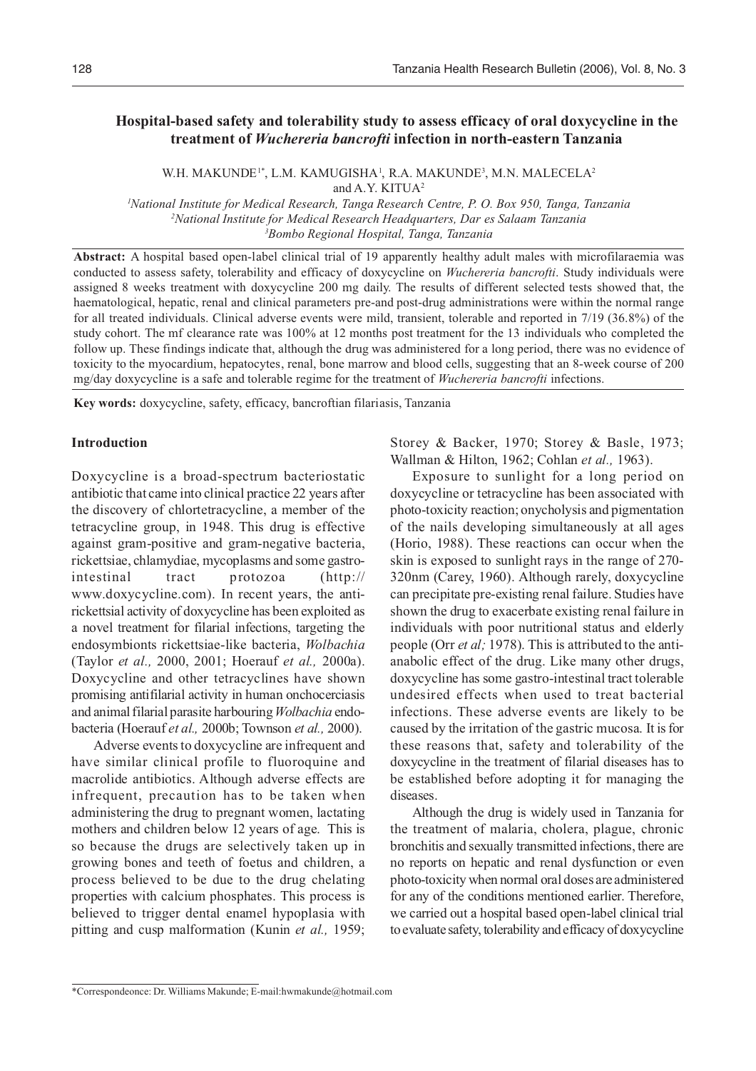# Hospital-based safety and tolerability study to assess efficacy of oral doxycycline in the treatment of *Wuchereria bancrofti* infection in north-eastern Tanzania

W.H. MAKUNDE[1*], L.M. KAMUGISHA[1], R.A. MAKUNDE[3], M.N. MALECELA[2] and A.Y. KITUA[2]

[1]*National Institute for Medical Research, Tanga Research Centre, P. O. Box 950, Tanga, Tanzania*
[2]*National Institute for Medical Research Headquarters, Dar es Salaam Tanzania*
[3]*Bombo Regional Hospital, Tanga, Tanzania*

**Abstract:** A hospital based open-label clinical trial of 19 apparently healthy adult males with microfilaraemia was conducted to assess safety, tolerability and efficacy of doxycycline on *Wuchereria bancrofti*. Study individuals were assigned 8 weeks treatment with doxycycline 200 mg daily. The results of different selected tests showed that, the haematological, hepatic, renal and clinical parameters pre-and post-drug administrations were within the normal range for all treated individuals. Clinical adverse events were mild, transient, tolerable and reported in 7/19 (36.8%) of the study cohort. The mf clearance rate was 100% at 12 months post treatment for the 13 individuals who completed the follow up. These findings indicate that, although the drug was administered for a long period, there was no evidence of toxicity to the myocardium, hepatocytes, renal, bone marrow and blood cells, suggesting that an 8-week course of 200 mg/day doxycycline is a safe and tolerable regime for the treatment of *Wuchereria bancrofti* infections.

**Key words:** doxycycline, safety, efficacy, bancroftian filariasis, Tanzania

## Introduction

Doxycycline is a broad-spectrum bacteriostatic antibiotic that came into clinical practice 22 years after the discovery of chlortetracycline, a member of the tetracycline group, in 1948. This drug is effective against gram-positive and gram-negative bacteria, rickettsiae, chlamydiae, mycoplasms and some gastro-intestinal tract protozoa (http://www.doxycycline.com). In recent years, the anti-rickettsial activity of doxycycline has been exploited as a novel treatment for filarial infections, targeting the endosymbionts rickettsiae-like bacteria, *Wolbachia* (Taylor *et al.,* 2000, 2001; Hoerauf *et al.,* 2000a). Doxycycline and other tetracyclines have shown promising antifilarial activity in human onchocerciasis and animal filarial parasite harbouring *Wolbachia* endo-bacteria (Hoerauf *et al.,* 2000b; Townson *et al.,* 2000).

Adverse events to doxycycline are infrequent and have similar clinical profile to fluoroquine and macrolide antibiotics. Although adverse effects are infrequent, precaution has to be taken when administering the drug to pregnant women, lactating mothers and children below 12 years of age. This is so because the drugs are selectively taken up in growing bones and teeth of foetus and children, a process believed to be due to the drug chelating properties with calcium phosphates. This process is believed to trigger dental enamel hypoplasia with pitting and cusp malformation (Kunin *et al.,* 1959; Storey & Backer, 1970; Storey & Basle, 1973; Wallman & Hilton, 1962; Cohlan *et al.,* 1963).

Exposure to sunlight for a long period on doxycycline or tetracycline has been associated with photo-toxicity reaction; onycholysis and pigmentation of the nails developing simultaneously at all ages (Horio, 1988). These reactions can occur when the skin is exposed to sunlight rays in the range of 270-320nm (Carey, 1960). Although rarely, doxycycline can precipitate pre-existing renal failure. Studies have shown the drug to exacerbate existing renal failure in individuals with poor nutritional status and elderly people (Orr *et al;* 1978). This is attributed to the anti-anabolic effect of the drug. Like many other drugs, doxycycline has some gastro-intestinal tract tolerable undesired effects when used to treat bacterial infections. These adverse events are likely to be caused by the irritation of the gastric mucosa. It is for these reasons that, safety and tolerability of the doxycycline in the treatment of filarial diseases has to be established before adopting it for managing the diseases.

Although the drug is widely used in Tanzania for the treatment of malaria, cholera, plague, chronic bronchitis and sexually transmitted infections, there are no reports on hepatic and renal dysfunction or even photo-toxicity when normal oral doses are administered for any of the conditions mentioned earlier. Therefore, we carried out a hospital based open-label clinical trial to evaluate safety, tolerability and efficacy of doxycycline

*Correspondeonce: Dr. Williams Makunde; E-mail:hwmakunde@hotmail.com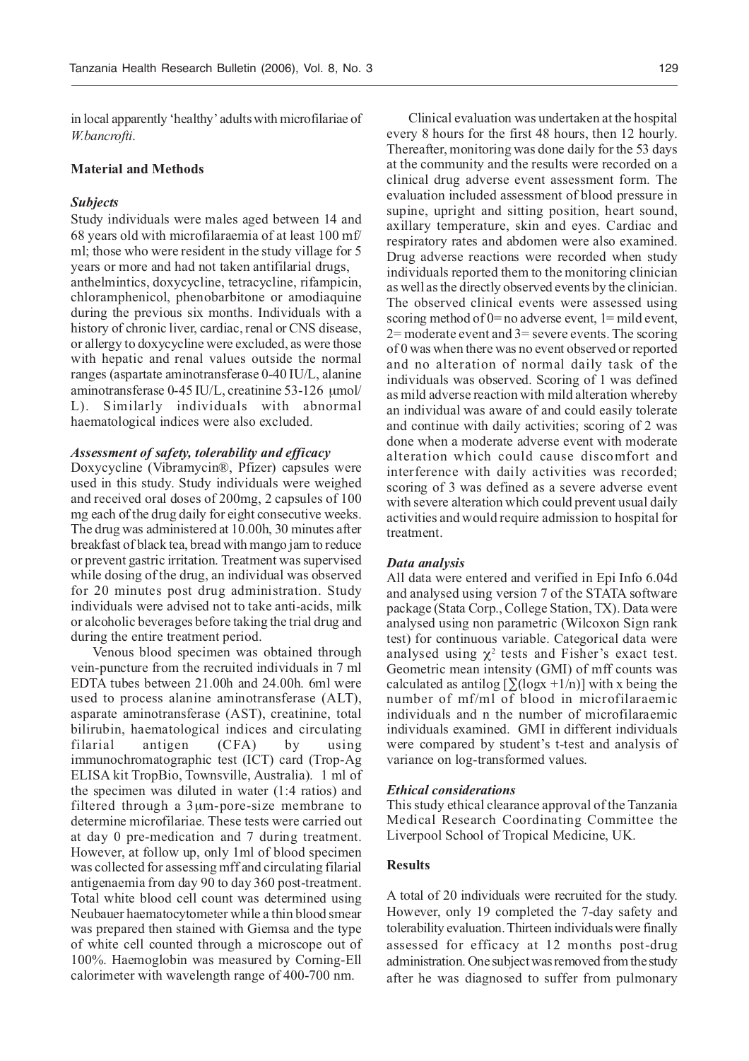in local apparently 'healthy' adults with microfilariae of *W.bancrofti*.

## Material and Methods

### *Subjects*

Study individuals were males aged between 14 and 68 years old with microfilaraemia of at least 100 mf/ml; those who were resident in the study village for 5 years or more and had not taken antifilarial drugs, anthelmintics, doxycycline, tetracycline, rifampicin, chloramphenicol, phenobarbitone or amodiaquine during the previous six months. Individuals with a history of chronic liver, cardiac, renal or CNS disease, or allergy to doxycycline were excluded, as were those with hepatic and renal values outside the normal ranges (aspartate aminotransferase 0-40 IU/L, alanine aminotransferase 0-45 IU/L, creatinine 53-126 μmol/L). Similarly individuals with abnormal haematological indices were also excluded.

### *Assessment of safety, tolerability and efficacy*

Doxycycline (Vibramycin®, Pfizer) capsules were used in this study. Study individuals were weighed and received oral doses of 200mg, 2 capsules of 100 mg each of the drug daily for eight consecutive weeks. The drug was administered at 10.00h, 30 minutes after breakfast of black tea, bread with mango jam to reduce or prevent gastric irritation. Treatment was supervised while dosing of the drug, an individual was observed for 20 minutes post drug administration. Study individuals were advised not to take anti-acids, milk or alcoholic beverages before taking the trial drug and during the entire treatment period.

Venous blood specimen was obtained through vein-puncture from the recruited individuals in 7 ml EDTA tubes between 21.00h and 24.00h. 6ml were used to process alanine aminotransferase (ALT), asparate aminotransferase (AST), creatinine, total bilirubin, haematological indices and circulating filarial antigen (CFA) by using immunochromatographic test (ICT) card (Trop-Ag ELISA kit TropBio, Townsville, Australia). 1 ml of the specimen was diluted in water (1:4 ratios) and filtered through a 3μm-pore-size membrane to determine microfilariae. These tests were carried out at day 0 pre-medication and 7 during treatment. However, at follow up, only 1ml of blood specimen was collected for assessing mff and circulating filarial antigenaemia from day 90 to day 360 post-treatment. Total white blood cell count was determined using Neubauer haematocytometer while a thin blood smear was prepared then stained with Giemsa and the type of white cell counted through a microscope out of 100%. Haemoglobin was measured by Corning-Ell calorimeter with wavelength range of 400-700 nm.

Clinical evaluation was undertaken at the hospital every 8 hours for the first 48 hours, then 12 hourly. Thereafter, monitoring was done daily for the 53 days at the community and the results were recorded on a clinical drug adverse event assessment form. The evaluation included assessment of blood pressure in supine, upright and sitting position, heart sound, axillary temperature, skin and eyes. Cardiac and respiratory rates and abdomen were also examined. Drug adverse reactions were recorded when study individuals reported them to the monitoring clinician as well as the directly observed events by the clinician. The observed clinical events were assessed using scoring method of 0= no adverse event, 1= mild event, 2= moderate event and 3= severe events. The scoring of 0 was when there was no event observed or reported and no alteration of normal daily task of the individuals was observed. Scoring of 1 was defined as mild adverse reaction with mild alteration whereby an individual was aware of and could easily tolerate and continue with daily activities; scoring of 2 was done when a moderate adverse event with moderate alteration which could cause discomfort and interference with daily activities was recorded; scoring of 3 was defined as a severe adverse event with severe alteration which could prevent usual daily activities and would require admission to hospital for treatment.

### *Data analysis*

All data were entered and verified in Epi Info 6.04d and analysed using version 7 of the STATA software package (Stata Corp., College Station, TX). Data were analysed using non parametric (Wilcoxon Sign rank test) for continuous variable. Categorical data were analysed using $\chi^2$ tests and Fisher's exact test. Geometric mean intensity (GMI) of mff counts was calculated as antilog $[\sum(\log x + 1/n)]$ with x being the number of mf/ml of blood in microfilaraemic individuals and n the number of microfilaraemic individuals examined. GMI in different individuals were compared by student's t-test and analysis of variance on log-transformed values.

### *Ethical considerations*

This study ethical clearance approval of the Tanzania Medical Research Coordinating Committee the Liverpool School of Tropical Medicine, UK.

## Results

A total of 20 individuals were recruited for the study. However, only 19 completed the 7-day safety and tolerability evaluation. Thirteen individuals were finally assessed for efficacy at 12 months post-drug administration. One subject was removed from the study after he was diagnosed to suffer from pulmonary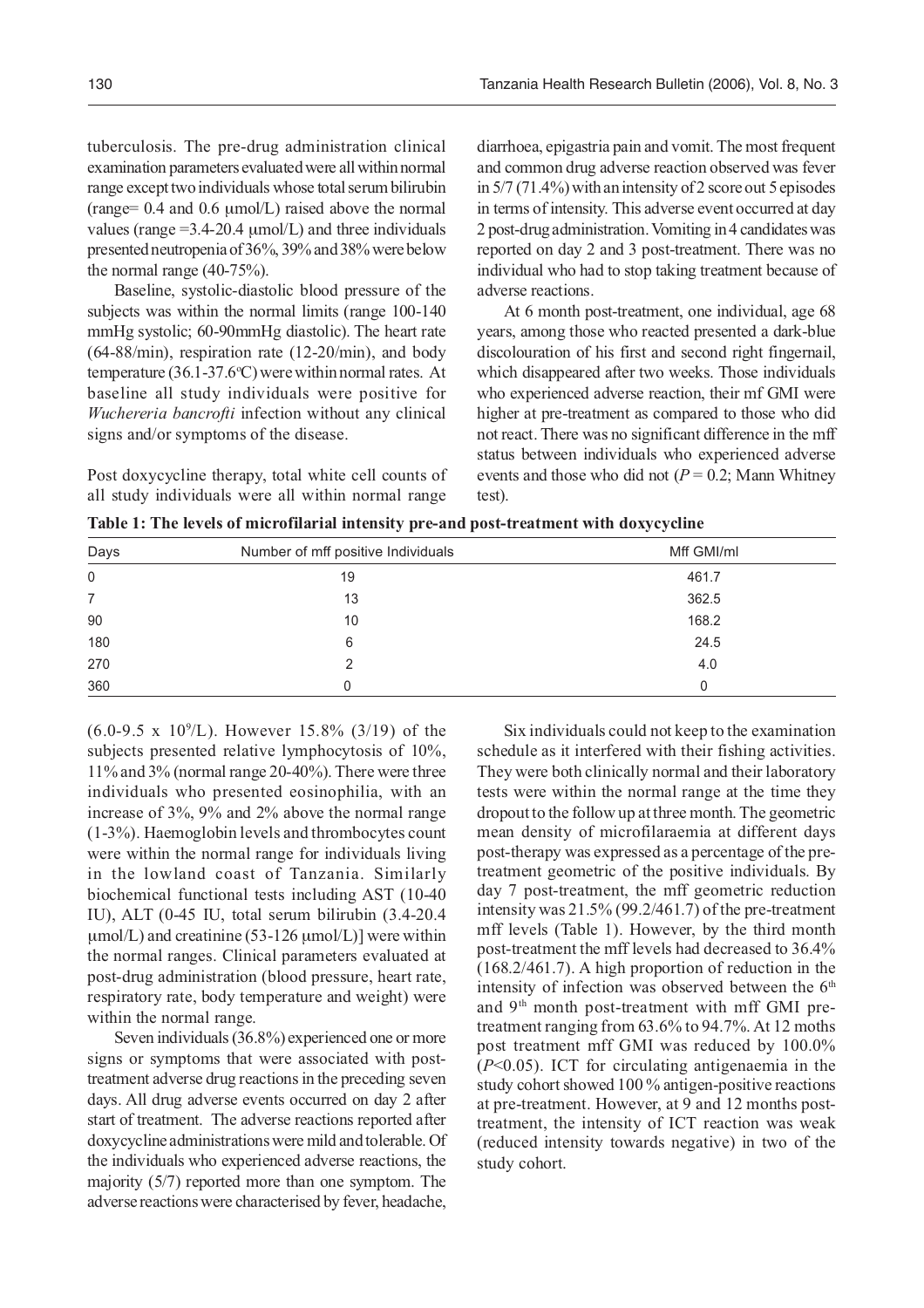tuberculosis. The pre-drug administration clinical examination parameters evaluated were all within normal range except two individuals whose total serum bilirubin (range= 0.4 and 0.6 μmol/L) raised above the normal values (range =3.4-20.4 μmol/L) and three individuals presented neutropenia of 36%, 39% and 38% were below the normal range (40-75%).

Baseline, systolic-diastolic blood pressure of the subjects was within the normal limits (range 100-140 mmHg systolic; 60-90mmHg diastolic). The heart rate (64-88/min), respiration rate (12-20/min), and body temperature (36.1-37.6°C) were within normal rates. At baseline all study individuals were positive for *Wuchereria bancrofti* infection without any clinical signs and/or symptoms of the disease.

Post doxycycline therapy, total white cell counts of all study individuals were all within normal range ($6.0$-$9.5 \times 10^9$/L). However 15.8% (3/19) of the subjects presented relative lymphocytosis of 10%, 11% and 3% (normal range 20-40%). There were three individuals who presented eosinophilia, with an increase of 3%, 9% and 2% above the normal range (1-3%). Haemoglobin levels and thrombocytes count were within the normal range for individuals living in the lowland coast of Tanzania. Similarly biochemical functional tests including AST (10-40 IU), ALT (0-45 IU, total serum bilirubin (3.4-20.4 μmol/L) and creatinine (53-126 μmol/L)] were within the normal ranges. Clinical parameters evaluated at post-drug administration (blood pressure, heart rate, respiratory rate, body temperature and weight) were within the normal range.

Seven individuals (36.8%) experienced one or more signs or symptoms that were associated with post-treatment adverse drug reactions in the preceding seven days. All drug adverse events occurred on day 2 after start of treatment. The adverse reactions reported after doxycycline administrations were mild and tolerable. Of the individuals who experienced adverse reactions, the majority (5/7) reported more than one symptom. The adverse reactions were characterised by fever, headache, diarrhoea, epigastria pain and vomit. The most frequent and common drug adverse reaction observed was fever in 5/7 (71.4%) with an intensity of 2 score out 5 episodes in terms of intensity. This adverse event occurred at day 2 post-drug administration. Vomiting in 4 candidates was reported on day 2 and 3 post-treatment. There was no individual who had to stop taking treatment because of adverse reactions.

At 6 month post-treatment, one individual, age 68 years, among those who reacted presented a dark-blue discolouration of his first and second right fingernail, which disappeared after two weeks. Those individuals who experienced adverse reaction, their mf GMI were higher at pre-treatment as compared to those who did not react. There was no significant difference in the mff status between individuals who experienced adverse events and those who did not ($P = 0.2$; Mann Whitney test).

**Table 1: The levels of microfilarial intensity pre-and post-treatment with doxycycline**

| Days | Number of mff positive Individuals | Mff GMI/ml |
|---|---|---|
| 0 | 19 | 461.7 |
| 7 | 13 | 362.5 |
| 90 | 10 | 168.2 |
| 180 | 6 | 24.5 |
| 270 | 2 | 4.0 |
| 360 | 0 | 0 |

Six individuals could not keep to the examination schedule as it interfered with their fishing activities. They were both clinically normal and their laboratory tests were within the normal range at the time they dropout to the follow up at three month. The geometric mean density of microfilaraemia at different days post-therapy was expressed as a percentage of the pre-treatment geometric of the positive individuals. By day 7 post-treatment, the mff geometric reduction intensity was 21.5% (99.2/461.7) of the pre-treatment mff levels (Table 1). However, by the third month post-treatment the mff levels had decreased to 36.4% (168.2/461.7). A high proportion of reduction in the intensity of infection was observed between the 6th and 9th month post-treatment with mff GMI pre-treatment ranging from 63.6% to 94.7%. At 12 moths post treatment mff GMI was reduced by 100.0% ($P<0.05$). ICT for circulating antigenaemia in the study cohort showed 100 % antigen-positive reactions at pre-treatment. However, at 9 and 12 months post-treatment, the intensity of ICT reaction was weak (reduced intensity towards negative) in two of the study cohort.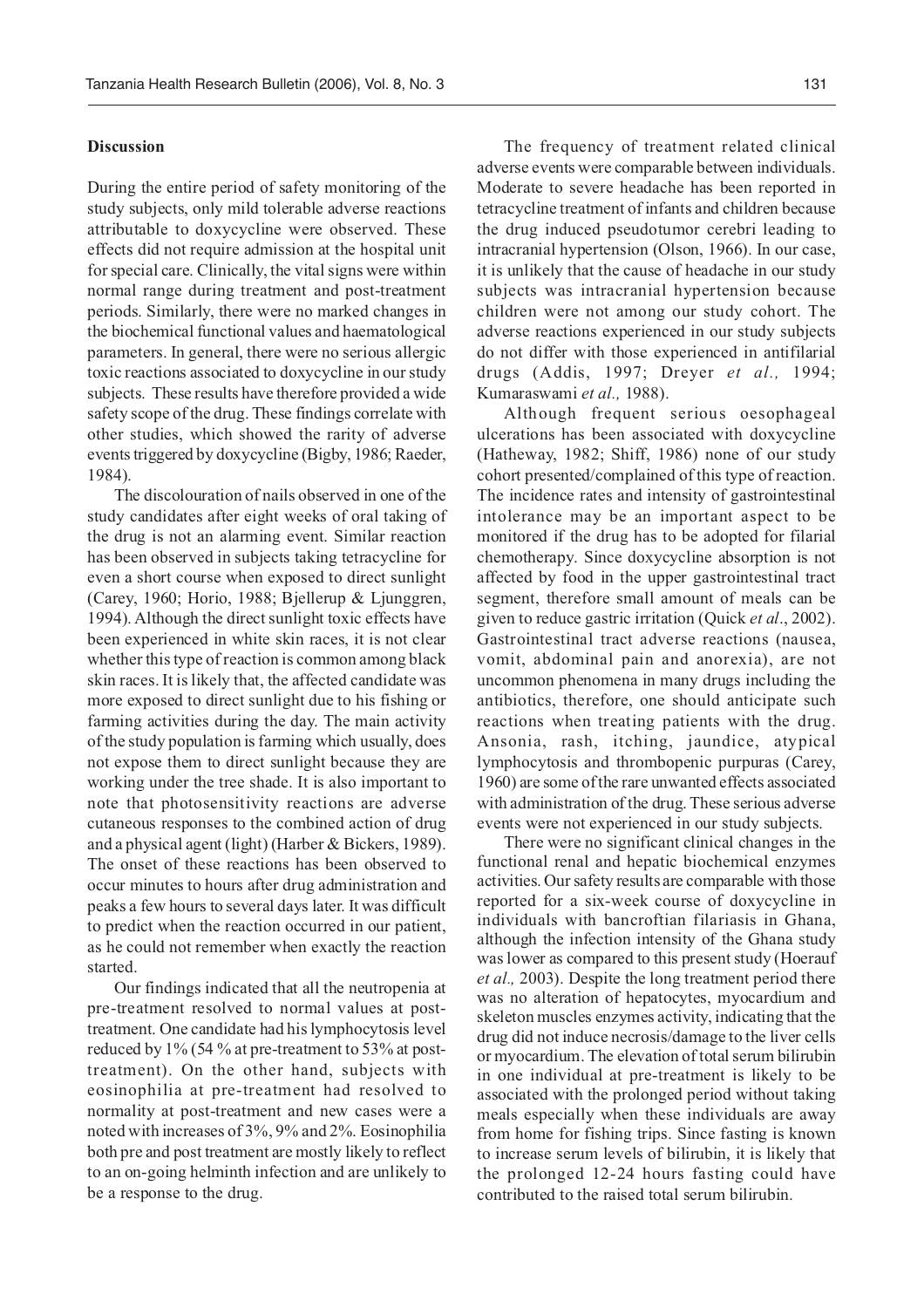## Discussion

During the entire period of safety monitoring of the study subjects, only mild tolerable adverse reactions attributable to doxycycline were observed. These effects did not require admission at the hospital unit for special care. Clinically, the vital signs were within normal range during treatment and post-treatment periods. Similarly, there were no marked changes in the biochemical functional values and haematological parameters. In general, there were no serious allergic toxic reactions associated to doxycycline in our study subjects. These results have therefore provided a wide safety scope of the drug. These findings correlate with other studies, which showed the rarity of adverse events triggered by doxycycline (Bigby, 1986; Raeder, 1984).

The discolouration of nails observed in one of the study candidates after eight weeks of oral taking of the drug is not an alarming event. Similar reaction has been observed in subjects taking tetracycline for even a short course when exposed to direct sunlight (Carey, 1960; Horio, 1988; Bjellerup & Ljunggren, 1994). Although the direct sunlight toxic effects have been experienced in white skin races, it is not clear whether this type of reaction is common among black skin races. It is likely that, the affected candidate was more exposed to direct sunlight due to his fishing or farming activities during the day. The main activity of the study population is farming which usually, does not expose them to direct sunlight because they are working under the tree shade. It is also important to note that photosensitivity reactions are adverse cutaneous responses to the combined action of drug and a physical agent (light) (Harber & Bickers, 1989). The onset of these reactions has been observed to occur minutes to hours after drug administration and peaks a few hours to several days later. It was difficult to predict when the reaction occurred in our patient, as he could not remember when exactly the reaction started.

Our findings indicated that all the neutropenia at pre-treatment resolved to normal values at post-treatment. One candidate had his lymphocytosis level reduced by 1% (54 % at pre-treatment to 53% at post-treatment). On the other hand, subjects with eosinophilia at pre-treatment had resolved to normality at post-treatment and new cases were a noted with increases of 3%, 9% and 2%. Eosinophilia both pre and post treatment are mostly likely to reflect to an on-going helminth infection and are unlikely to be a response to the drug.

The frequency of treatment related clinical adverse events were comparable between individuals. Moderate to severe headache has been reported in tetracycline treatment of infants and children because the drug induced pseudotumor cerebri leading to intracranial hypertension (Olson, 1966). In our case, it is unlikely that the cause of headache in our study subjects was intracranial hypertension because children were not among our study cohort. The adverse reactions experienced in our study subjects do not differ with those experienced in antifilarial drugs (Addis, 1997; Dreyer *et al.,* 1994; Kumaraswami *et al.,* 1988).

Although frequent serious oesophageal ulcerations has been associated with doxycycline (Hatheway, 1982; Shiff, 1986) none of our study cohort presented/complained of this type of reaction. The incidence rates and intensity of gastrointestinal intolerance may be an important aspect to be monitored if the drug has to be adopted for filarial chemotherapy. Since doxycycline absorption is not affected by food in the upper gastrointestinal tract segment, therefore small amount of meals can be given to reduce gastric irritation (Quick *et al*., 2002). Gastrointestinal tract adverse reactions (nausea, vomit, abdominal pain and anorexia), are not uncommon phenomena in many drugs including the antibiotics, therefore, one should anticipate such reactions when treating patients with the drug. Ansonia, rash, itching, jaundice, atypical lymphocytosis and thrombopenic purpuras (Carey, 1960) are some of the rare unwanted effects associated with administration of the drug. These serious adverse events were not experienced in our study subjects.

There were no significant clinical changes in the functional renal and hepatic biochemical enzymes activities. Our safety results are comparable with those reported for a six-week course of doxycycline in individuals with bancroftian filariasis in Ghana, although the infection intensity of the Ghana study was lower as compared to this present study (Hoerauf *et al.,* 2003). Despite the long treatment period there was no alteration of hepatocytes, myocardium and skeleton muscles enzymes activity, indicating that the drug did not induce necrosis/damage to the liver cells or myocardium. The elevation of total serum bilirubin in one individual at pre-treatment is likely to be associated with the prolonged period without taking meals especially when these individuals are away from home for fishing trips. Since fasting is known to increase serum levels of bilirubin, it is likely that the prolonged 12-24 hours fasting could have contributed to the raised total serum bilirubin.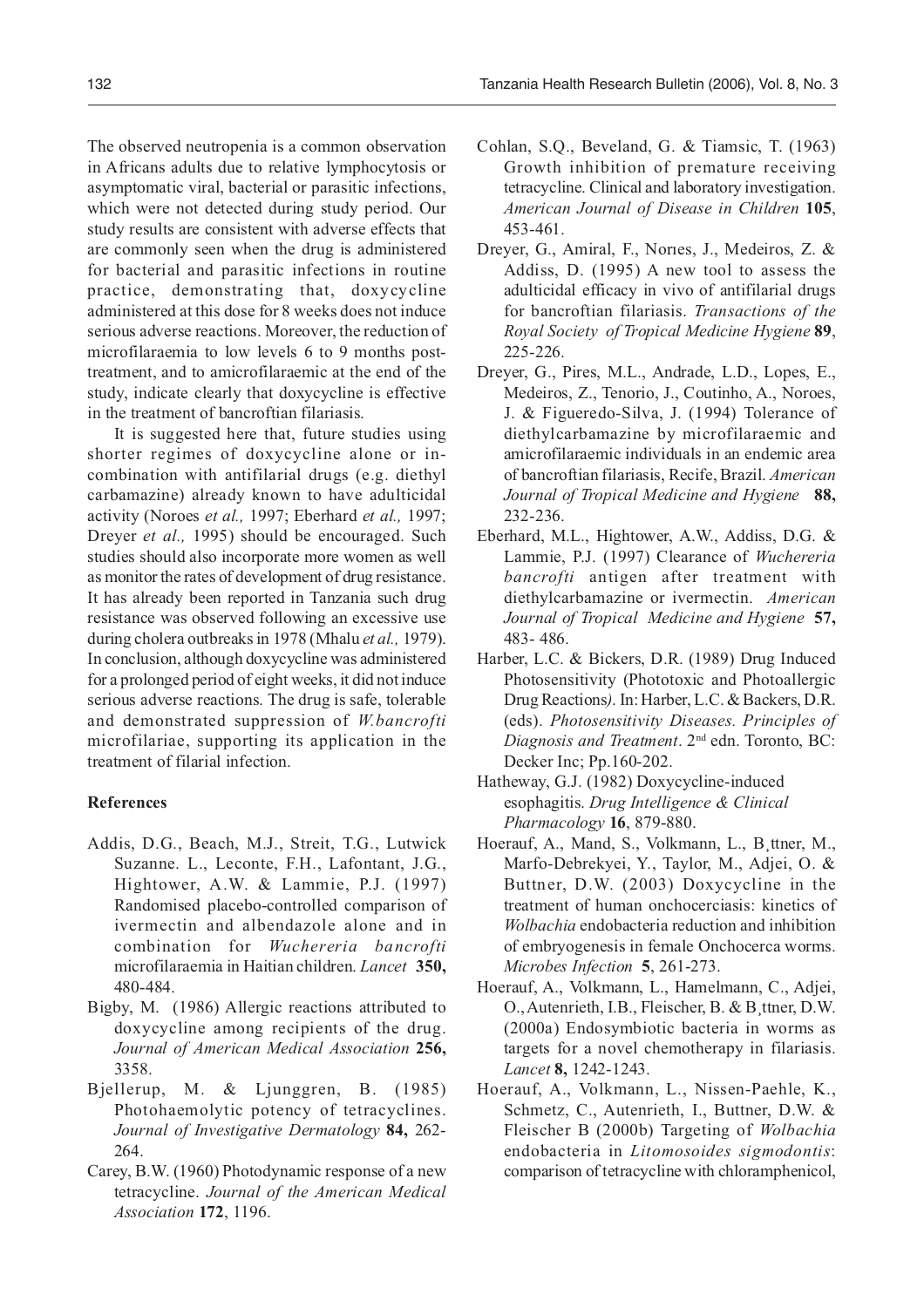The observed neutropenia is a common observation in Africans adults due to relative lymphocytosis or asymptomatic viral, bacterial or parasitic infections, which were not detected during study period. Our study results are consistent with adverse effects that are commonly seen when the drug is administered for bacterial and parasitic infections in routine practice, demonstrating that, doxycycline administered at this dose for 8 weeks does not induce serious adverse reactions. Moreover, the reduction of microfilaraemia to low levels 6 to 9 months post-treatment, and to amicrofilaraemic at the end of the study, indicate clearly that doxycycline is effective in the treatment of bancroftian filariasis.

It is suggested here that, future studies using shorter regimes of doxycycline alone or in-combination with antifilarial drugs (e.g. diethyl carbamazine) already known to have adulticidal activity (Noroes *et al.,* 1997; Eberhard *et al.,* 1997; Dreyer *et al.,* 1995) should be encouraged. Such studies should also incorporate more women as well as monitor the rates of development of drug resistance. It has already been reported in Tanzania such drug resistance was observed following an excessive use during cholera outbreaks in 1978 (Mhalu *et al.,* 1979). In conclusion, although doxycycline was administered for a prolonged period of eight weeks, it did not induce serious adverse reactions. The drug is safe, tolerable and demonstrated suppression of *W.bancrofti* microfilariae, supporting its application in the treatment of filarial infection.

### References

Addis, D.G., Beach, M.J., Streit, T.G., Lutwick Suzanne. L., Leconte, F.H., Lafontant, J.G., Hightower, A.W. & Lammie, P.J. (1997) Randomised placebo-controlled comparison of ivermectin and albendazole alone and in combination for *Wuchereria bancrofti* microfilaraemia in Haitian children. *Lancet* **350,** 480-484.

Bigby, M. (1986) Allergic reactions attributed to doxycycline among recipients of the drug. *Journal of American Medical Association* **256,** 3358.

Bjellerup, M. & Ljunggren, B. (1985) Photohaemolytic potency of tetracyclines. *Journal of Investigative Dermatology* **84,** 262-264.

Carey, B.W. (1960) Photodynamic response of a new tetracycline. *Journal of the American Medical Association* **172**, 1196.

Cohlan, S.Q., Beveland, G. & Tiamsic, T. (1963) Growth inhibition of premature receiving tetracycline. Clinical and laboratory investigation. *American Journal of Disease in Children* **105**, 453-461.

Dreyer, G., Amiral, F., Norıes, J., Medeiros, Z. & Addiss, D. (1995) A new tool to assess the adulticidal efficacy in vivo of antifilarial drugs for bancroftian filariasis. *Transactions of the Royal Society of Tropical Medicine Hygiene* **89**, 225-226.

Dreyer, G., Pires, M.L., Andrade, L.D., Lopes, E., Medeiros, Z., Tenorio, J., Coutinho, A., Noroes, J. & Figueredo-Silva, J. (1994) Tolerance of diethylcarbamazine by microfilaraemic and amicrofilaraemic individuals in an endemic area of bancroftian filariasis, Recife, Brazil. *American Journal of Tropical Medicine and Hygiene* **88,** 232-236.

Eberhard, M.L., Hightower, A.W., Addiss, D.G. & Lammie, P.J. (1997) Clearance of *Wuchereria bancrofti* antigen after treatment with diethylcarbamazine or ivermectin. *American Journal of Tropical Medicine and Hygiene* **57,** 483- 486.

Harber, L.C. & Bickers, D.R. (1989) Drug Induced Photosensitivity (Phototoxic and Photoallergic Drug Reactions*)*. In: Harber, L.C. & Backers, D.R. (eds). *Photosensitivity Diseases. Principles of Diagnosis and Treatment*. 2nd edn. Toronto, BC: Decker Inc; Pp.160-202.

Hatheway, G.J. (1982) Doxycycline-induced esophagitis. *Drug Intelligence & Clinical Pharmacology* **16**, 879-880.

Hoerauf, A., Mand, S., Volkmann, L., B¸ttner, M., Marfo-Debrekyei, Y., Taylor, M., Adjei, O. & Buttner, D.W. (2003) Doxycycline in the treatment of human onchocerciasis: kinetics of *Wolbachia* endobacteria reduction and inhibition of embryogenesis in female Onchocerca worms. *Microbes Infection* **5**, 261-273.

Hoerauf, A., Volkmann, L., Hamelmann, C., Adjei, O., Autenrieth, I.B., Fleischer, B. & B¸ttner, D.W. (2000a) Endosymbiotic bacteria in worms as targets for a novel chemotherapy in filariasis. *Lancet* **8,** 1242-1243.

Hoerauf, A., Volkmann, L., Nissen-Paehle, K., Schmetz, C., Autenrieth, I., Buttner, D.W. & Fleischer B (2000b) Targeting of *Wolbachia* endobacteria in *Litomosoides sigmodontis*: comparison of tetracycline with chloramphenicol,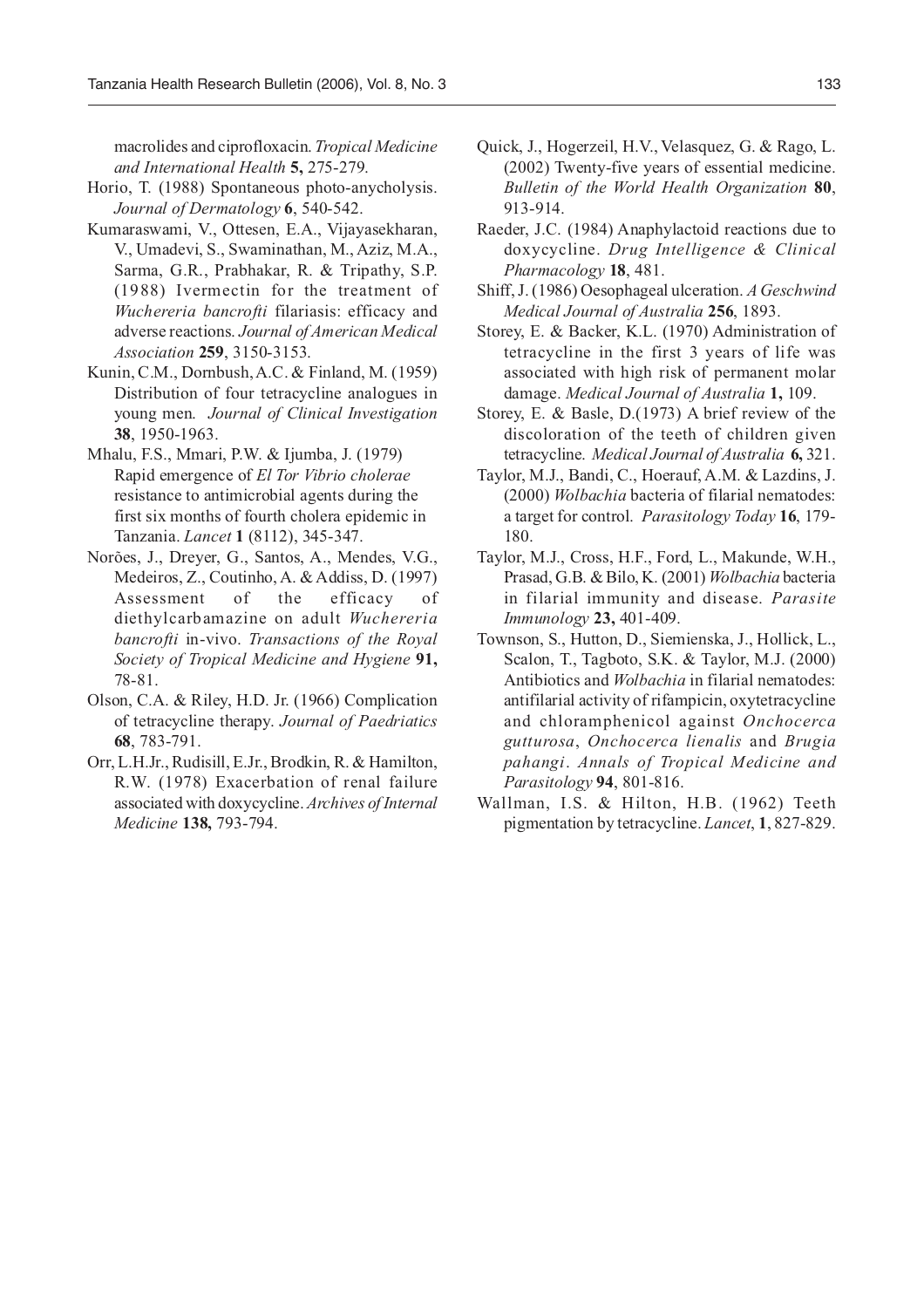macrolides and ciprofloxacin. *Tropical Medicine and International Health* **5,** 275-279.

Horio, T. (1988) Spontaneous photo-anycholysis. *Journal of Dermatology* **6**, 540-542.

Kumaraswami, V., Ottesen, E.A., Vijayasekharan, V., Umadevi, S., Swaminathan, M., Aziz, M.A., Sarma, G.R., Prabhakar, R. & Tripathy, S.P. (1988) Ivermectin for the treatment of *Wuchereria bancrofti* filariasis: efficacy and adverse reactions. *Journal of American Medical Association* **259**, 3150-3153.

Kunin, C.M., Dornbush, A.C. & Finland, M. (1959) Distribution of four tetracycline analogues in young men. *Journal of Clinical Investigation* **38**, 1950-1963.

Mhalu, F.S., Mmari, P.W. & Ijumba, J. (1979) Rapid emergence of *El Tor Vibrio cholerae* resistance to antimicrobial agents during the first six months of fourth cholera epidemic in Tanzania. *Lancet* **1** (8112), 345-347.

Norões, J., Dreyer, G., Santos, A., Mendes, V.G., Medeiros, Z., Coutinho, A. & Addiss, D. (1997) Assessment of the efficacy of diethylcarbamazine on adult *Wuchereria bancrofti* in-vivo. *Transactions of the Royal Society of Tropical Medicine and Hygiene* **91,** 78-81.

Olson, C.A. & Riley, H.D. Jr. (1966) Complication of tetracycline therapy. *Journal of Paedriatics* **68**, 783-791.

Orr, L.H.Jr., Rudisill, E.Jr., Brodkin, R. & Hamilton, R.W. (1978) Exacerbation of renal failure associated with doxycycline. *Archives of Internal Medicine* **138,** 793-794.

Quick, J., Hogerzeil, H.V., Velasquez, G. & Rago, L. (2002) Twenty-five years of essential medicine. *Bulletin of the World Health Organization* **80**, 913-914.

Raeder, J.C. (1984) Anaphylactoid reactions due to doxycycline. *Drug Intelligence & Clinical Pharmacology* **18**, 481.

Shiff, J. (1986) Oesophageal ulceration. *A Geschwind Medical Journal of Australia* **256**, 1893.

Storey, E. & Backer, K.L. (1970) Administration of tetracycline in the first 3 years of life was associated with high risk of permanent molar damage. *Medical Journal of Australia* **1,** 109.

Storey, E. & Basle, D.(1973) A brief review of the discoloration of the teeth of children given tetracycline. *Medical Journal of Australia* **6,** 321.

Taylor, M.J., Bandi, C., Hoerauf, A.M. & Lazdins, J. (2000) *Wolbachia* bacteria of filarial nematodes: a target for control. *Parasitology Today* **16**, 179-180.

Taylor, M.J., Cross, H.F., Ford, L., Makunde, W.H., Prasad, G.B. & Bilo, K. (2001) *Wolbachia* bacteria in filarial immunity and disease. *Parasite Immunology* **23,** 401-409.

Townson, S., Hutton, D., Siemienska, J., Hollick, L., Scalon, T., Tagboto, S.K. & Taylor, M.J. (2000) Antibiotics and *Wolbachia* in filarial nematodes: antifilarial activity of rifampicin, oxytetracycline and chloramphenicol against *Onchocerca gutturosa*, *Onchocerca lienalis* and *Brugia pahangi*. *Annals of Tropical Medicine and Parasitology* **94**, 801-816.

Wallman, I.S. & Hilton, H.B. (1962) Teeth pigmentation by tetracycline. *Lancet*, **1**, 827-829.